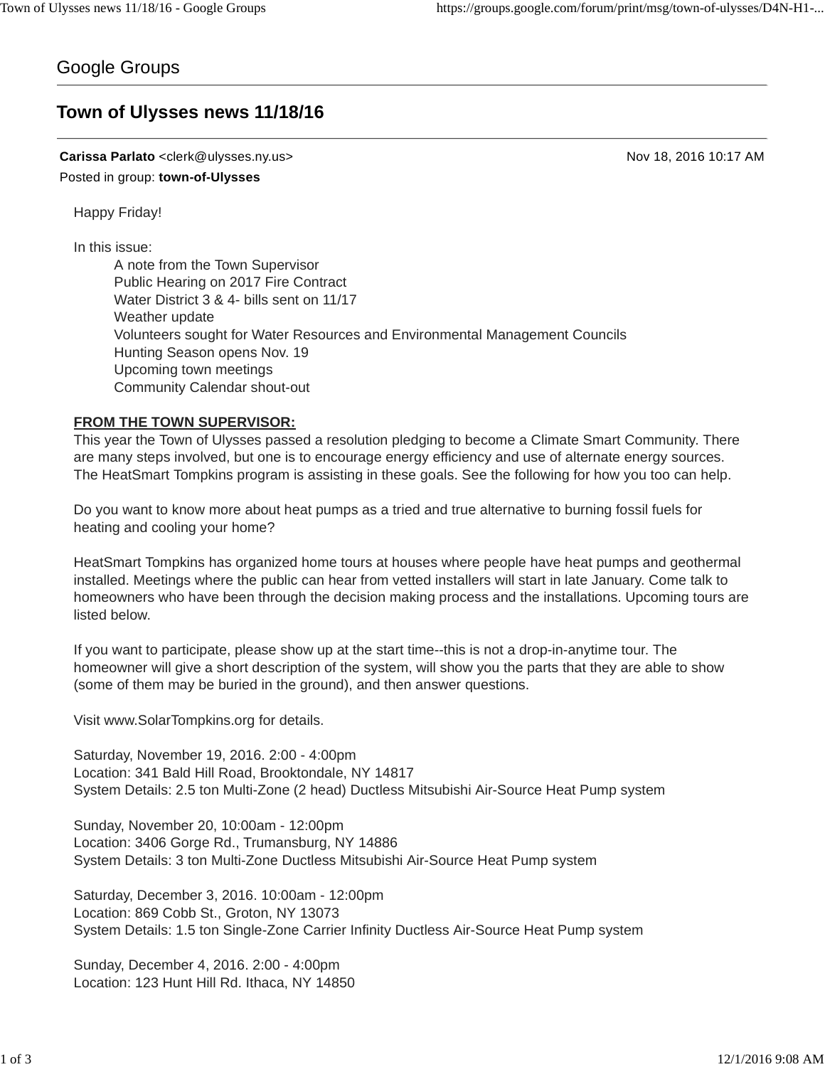Google Groups

# Town of Ulysses news 11/18/16

**Carissa Parlato** <clerk@ulysses.ny.us> Nov 18, 2016 10:17 AM

Posted in group: **town-of-Ulysses**

Happy Friday!

In this issue:

- A note from the Town Supervisor
- Public Hearing on 2017 Fire Contract
- Water District 3 & 4- bills sent on 11/17
- Weather update
- Volunteers sought for Water Resources and Environmental Management Councils
- Hunting Season opens Nov. 19
- Upcoming town meetings
- Community Calendar shout-out

**FROM THE TOWN SUPERVISOR:**

This year the Town of Ulysses passed a resolution pledging to become a Climate Smart Community. There are many steps involved, but one is to encourage energy efficiency and use of alternate energy sources. The HeatSmart Tompkins program is assisting in these goals. See the following for how you too can help.

Do you want to know more about heat pumps as a tried and true alternative to burning fossil fuels for heating and cooling your home?

HeatSmart Tompkins has organized home tours at houses where people have heat pumps and geothermal installed. Meetings where the public can hear from vetted installers will start in late January. Come talk to homeowners who have been through the decision making process and the installations. Upcoming tours are listed below.

If you want to participate, please show up at the start time--this is not a drop-in-anytime tour. The homeowner will give a short description of the system, will show you the parts that they are able to show (some of them may be buried in the ground), and then answer questions.

Visit www.SolarTompkins.org for details.

Saturday, November 19, 2016. 2:00 - 4:00pm
Location: 341 Bald Hill Road, Brooktondale, NY 14817
System Details: 2.5 ton Multi-Zone (2 head) Ductless Mitsubishi Air-Source Heat Pump system

Sunday, November 20, 10:00am - 12:00pm
Location: 3406 Gorge Rd., Trumansburg, NY 14886
System Details: 3 ton Multi-Zone Ductless Mitsubishi Air-Source Heat Pump system

Saturday, December 3, 2016. 10:00am - 12:00pm
Location: 869 Cobb St., Groton, NY 13073
System Details: 1.5 ton Single-Zone Carrier Infinity Ductless Air-Source Heat Pump system

Sunday, December 4, 2016. 2:00 - 4:00pm
Location: 123 Hunt Hill Rd. Ithaca, NY 14850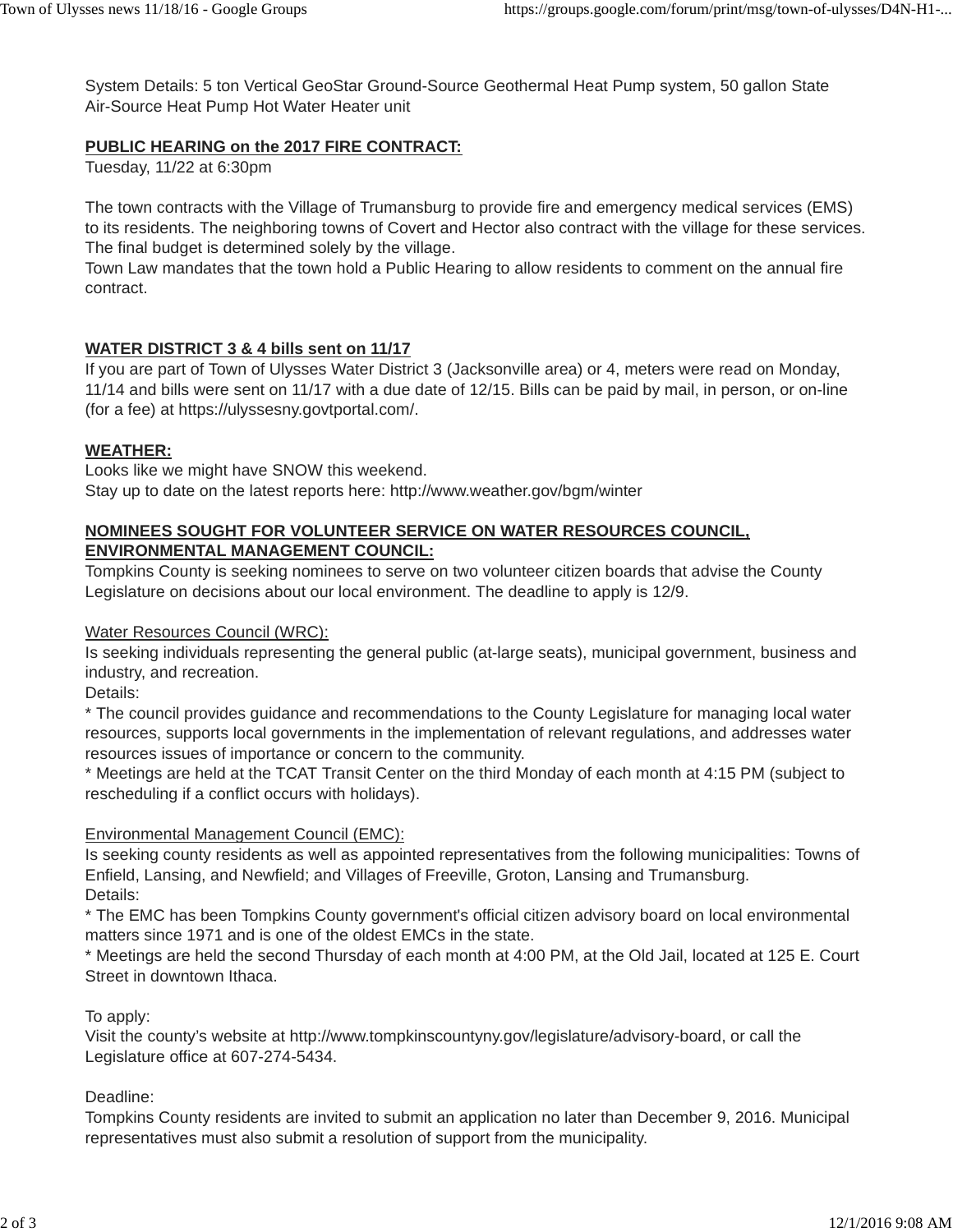System Details: 5 ton Vertical GeoStar Ground-Source Geothermal Heat Pump system, 50 gallon State Air-Source Heat Pump Hot Water Heater unit

**PUBLIC HEARING on the 2017 FIRE CONTRACT:**
Tuesday, 11/22 at 6:30pm

The town contracts with the Village of Trumansburg to provide fire and emergency medical services (EMS) to its residents. The neighboring towns of Covert and Hector also contract with the village for these services. The final budget is determined solely by the village.
Town Law mandates that the town hold a Public Hearing to allow residents to comment on the annual fire contract.

**WATER DISTRICT 3 & 4 bills sent on 11/17**
If you are part of Town of Ulysses Water District 3 (Jacksonville area) or 4, meters were read on Monday, 11/14 and bills were sent on 11/17 with a due date of 12/15. Bills can be paid by mail, in person, or on-line (for a fee) at https://ulyssesny.govtportal.com/.

**WEATHER:**
Looks like we might have SNOW this weekend.
Stay up to date on the latest reports here: http://www.weather.gov/bgm/winter

**NOMINEES SOUGHT FOR VOLUNTEER SERVICE ON WATER RESOURCES COUNCIL, ENVIRONMENTAL MANAGEMENT COUNCIL:**
Tompkins County is seeking nominees to serve on two volunteer citizen boards that advise the County Legislature on decisions about our local environment. The deadline to apply is 12/9.

Water Resources Council (WRC):
Is seeking individuals representing the general public (at-large seats), municipal government, business and industry, and recreation.
Details:
* The council provides guidance and recommendations to the County Legislature for managing local water resources, supports local governments in the implementation of relevant regulations, and addresses water resources issues of importance or concern to the community.
* Meetings are held at the TCAT Transit Center on the third Monday of each month at 4:15 PM (subject to rescheduling if a conflict occurs with holidays).

Environmental Management Council (EMC):
Is seeking county residents as well as appointed representatives from the following municipalities: Towns of Enfield, Lansing, and Newfield; and Villages of Freeville, Groton, Lansing and Trumansburg.
Details:
* The EMC has been Tompkins County government's official citizen advisory board on local environmental matters since 1971 and is one of the oldest EMCs in the state.
* Meetings are held the second Thursday of each month at 4:00 PM, at the Old Jail, located at 125 E. Court Street in downtown Ithaca.

To apply:
Visit the county's website at http://www.tompkinscountyny.gov/legislature/advisory-board, or call the Legislature office at 607-274-5434.

Deadline:
Tompkins County residents are invited to submit an application no later than December 9, 2016. Municipal representatives must also submit a resolution of support from the municipality.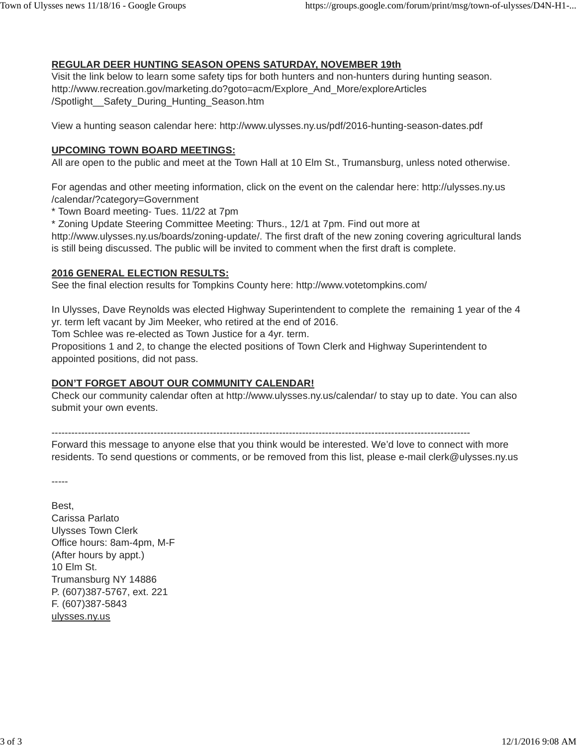**REGULAR DEER HUNTING SEASON OPENS SATURDAY, NOVEMBER 19th**

Visit the link below to learn some safety tips for both hunters and non-hunters during hunting season. http://www.recreation.gov/marketing.do?goto=acm/Explore_And_More/exploreArticles/Spotlight__Safety_During_Hunting_Season.htm

View a hunting season calendar here: http://www.ulysses.ny.us/pdf/2016-hunting-season-dates.pdf

**UPCOMING TOWN BOARD MEETINGS:**

All are open to the public and meet at the Town Hall at 10 Elm St., Trumansburg, unless noted otherwise.

For agendas and other meeting information, click on the event on the calendar here: http://ulysses.ny.us/calendar/?category=Government

* Town Board meeting- Tues. 11/22 at 7pm
* Zoning Update Steering Committee Meeting: Thurs., 12/1 at 7pm. Find out more at http://www.ulysses.ny.us/boards/zoning-update/. The first draft of the new zoning covering agricultural lands is still being discussed. The public will be invited to comment when the first draft is complete.

**2016 GENERAL ELECTION RESULTS:**

See the final election results for Tompkins County here: http://www.votetompkins.com/

In Ulysses, Dave Reynolds was elected Highway Superintendent to complete the remaining 1 year of the 4 yr. term left vacant by Jim Meeker, who retired at the end of 2016.
Tom Schlee was re-elected as Town Justice for a 4yr. term.
Propositions 1 and 2, to change the elected positions of Town Clerk and Highway Superintendent to appointed positions, did not pass.

**DON'T FORGET ABOUT OUR COMMUNITY CALENDAR!**

Check our community calendar often at http://www.ulysses.ny.us/calendar/ to stay up to date. You can also submit your own events.

---

Forward this message to anyone else that you think would be interested. We'd love to connect with more residents. To send questions or comments, or be removed from this list, please e-mail clerk@ulysses.ny.us

-----

Best,
Carissa Parlato
Ulysses Town Clerk
Office hours: 8am-4pm, M-F
(After hours by appt.)
10 Elm St.
Trumansburg NY 14886
P. (607)387-5767, ext. 221
F. (607)387-5843
ulysses.ny.us